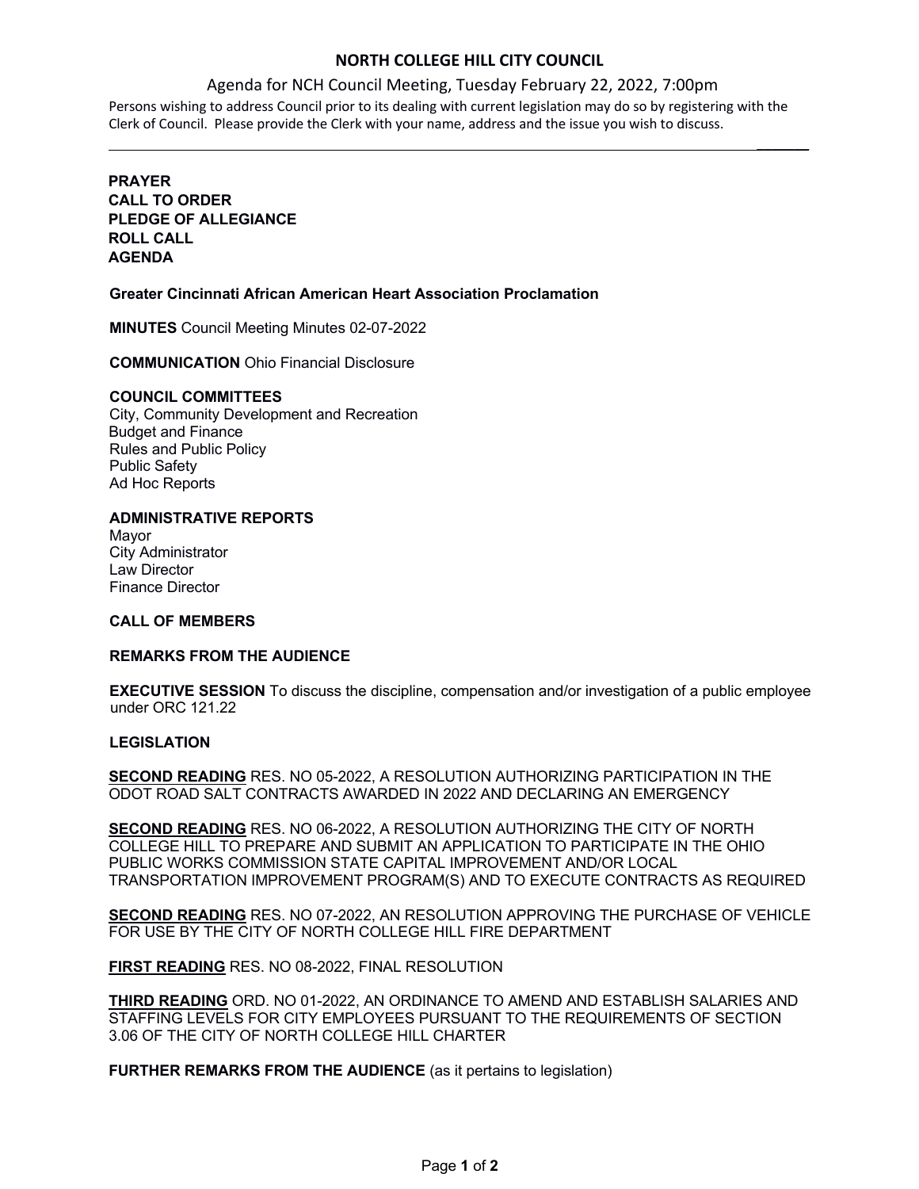# NORTH COLLEGE HILL CITY COUNCIL

## Agenda for NCH Council Meeting, Tuesday February 22, 2022, 7:00pm

Persons wishing to address Council prior to its dealing with current legislation may do so by registering with the Clerk of Council. Please provide the Clerk with your name, address and the issue you wish to discuss.

---

**PRAYER**
**CALL TO ORDER**
**PLEDGE OF ALLEGIANCE**
**ROLL CALL**
**AGENDA**

**Greater Cincinnati African American Heart Association Proclamation**

**MINUTES** Council Meeting Minutes 02-07-2022

**COMMUNICATION** Ohio Financial Disclosure

**COUNCIL COMMITTEES**
City, Community Development and Recreation
Budget and Finance
Rules and Public Policy
Public Safety
Ad Hoc Reports

**ADMINISTRATIVE REPORTS**
Mayor
City Administrator
Law Director
Finance Director

**CALL OF MEMBERS**

**REMARKS FROM THE AUDIENCE**

**EXECUTIVE SESSION** To discuss the discipline, compensation and/or investigation of a public employee under ORC 121.22

**LEGISLATION**

**SECOND READING** RES. NO 05-2022, A RESOLUTION AUTHORIZING PARTICIPATION IN THE ODOT ROAD SALT CONTRACTS AWARDED IN 2022 AND DECLARING AN EMERGENCY

**SECOND READING** RES. NO 06-2022, A RESOLUTION AUTHORIZING THE CITY OF NORTH COLLEGE HILL TO PREPARE AND SUBMIT AN APPLICATION TO PARTICIPATE IN THE OHIO PUBLIC WORKS COMMISSION STATE CAPITAL IMPROVEMENT AND/OR LOCAL TRANSPORTATION IMPROVEMENT PROGRAM(S) AND TO EXECUTE CONTRACTS AS REQUIRED

**SECOND READING** RES. NO 07-2022, AN RESOLUTION APPROVING THE PURCHASE OF VEHICLE FOR USE BY THE CITY OF NORTH COLLEGE HILL FIRE DEPARTMENT

**FIRST READING** RES. NO 08-2022, FINAL RESOLUTION

**THIRD READING** ORD. NO 01-2022, AN ORDINANCE TO AMEND AND ESTABLISH SALARIES AND STAFFING LEVELS FOR CITY EMPLOYEES PURSUANT TO THE REQUIREMENTS OF SECTION 3.06 OF THE CITY OF NORTH COLLEGE HILL CHARTER

**FURTHER REMARKS FROM THE AUDIENCE** (as it pertains to legislation)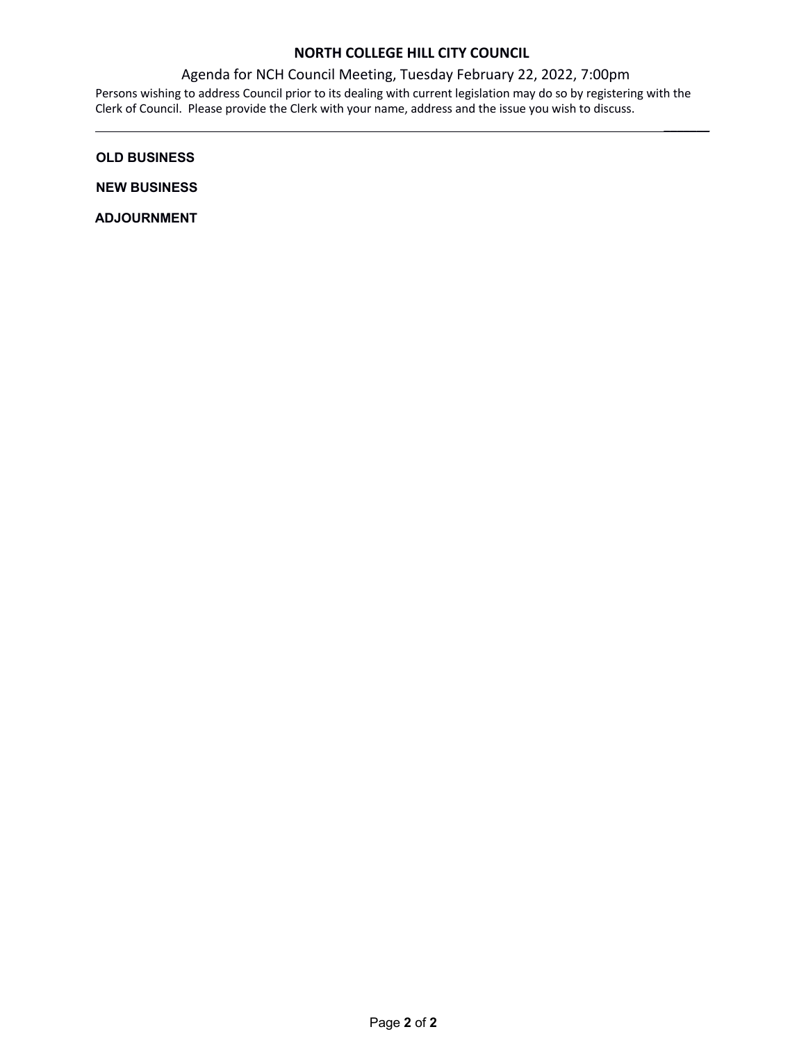# NORTH COLLEGE HILL CITY COUNCIL

Agenda for NCH Council Meeting, Tuesday February 22, 2022, 7:00pm

Persons wishing to address Council prior to its dealing with current legislation may do so by registering with the Clerk of Council. Please provide the Clerk with your name, address and the issue you wish to discuss.

---

**OLD BUSINESS**

**NEW BUSINESS**

**ADJOURNMENT**